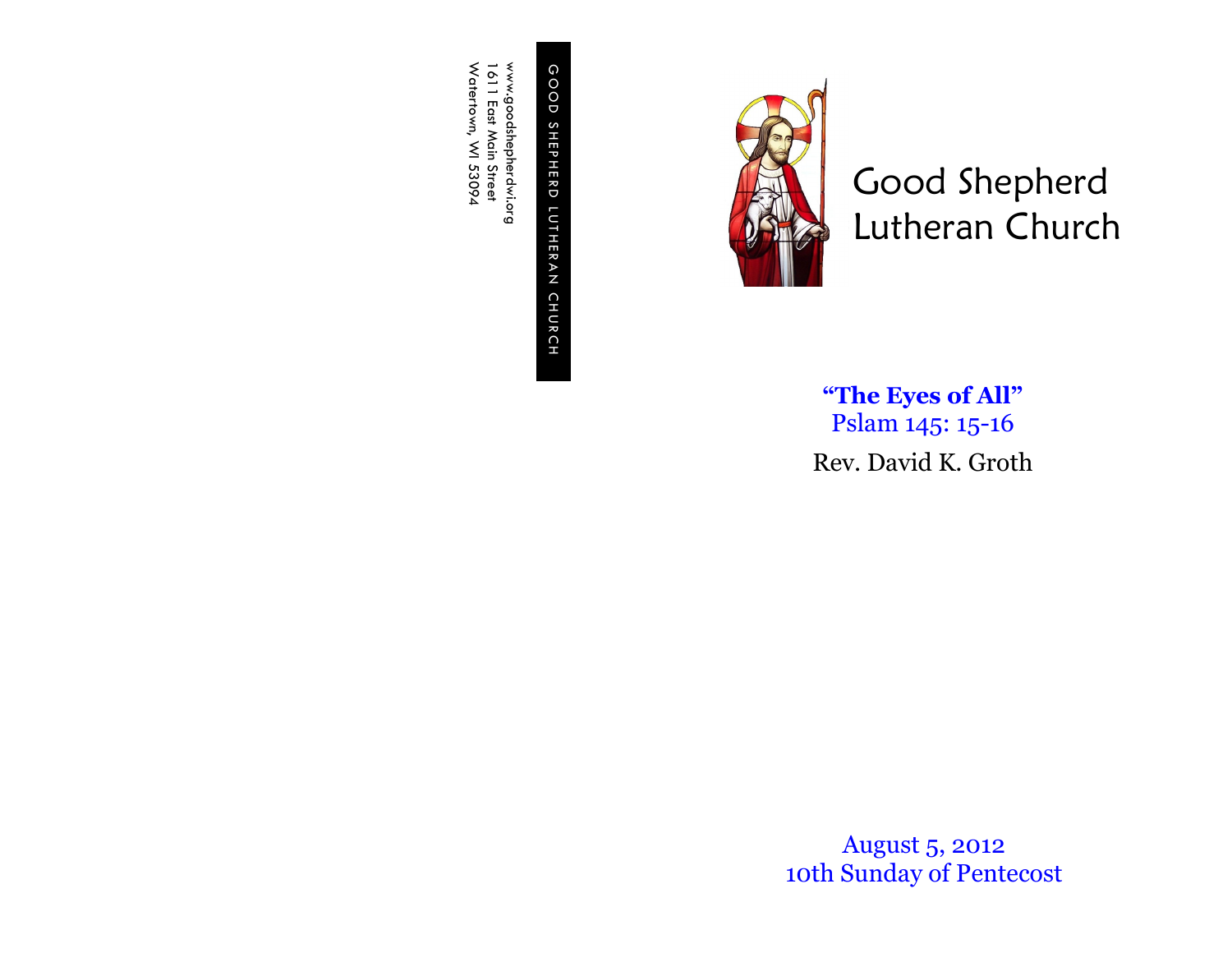GOOD SHEPHERD LUTHERAN CHURCH

www.goodshepherdwi.org
1611 East Main Street
Watertown, WI 53094

# Good Shepherd Lutheran Church

**"The Eyes of All"**
Pslam 145: 15-16

Rev. David K. Groth

August 5, 2012
10th Sunday of Pentecost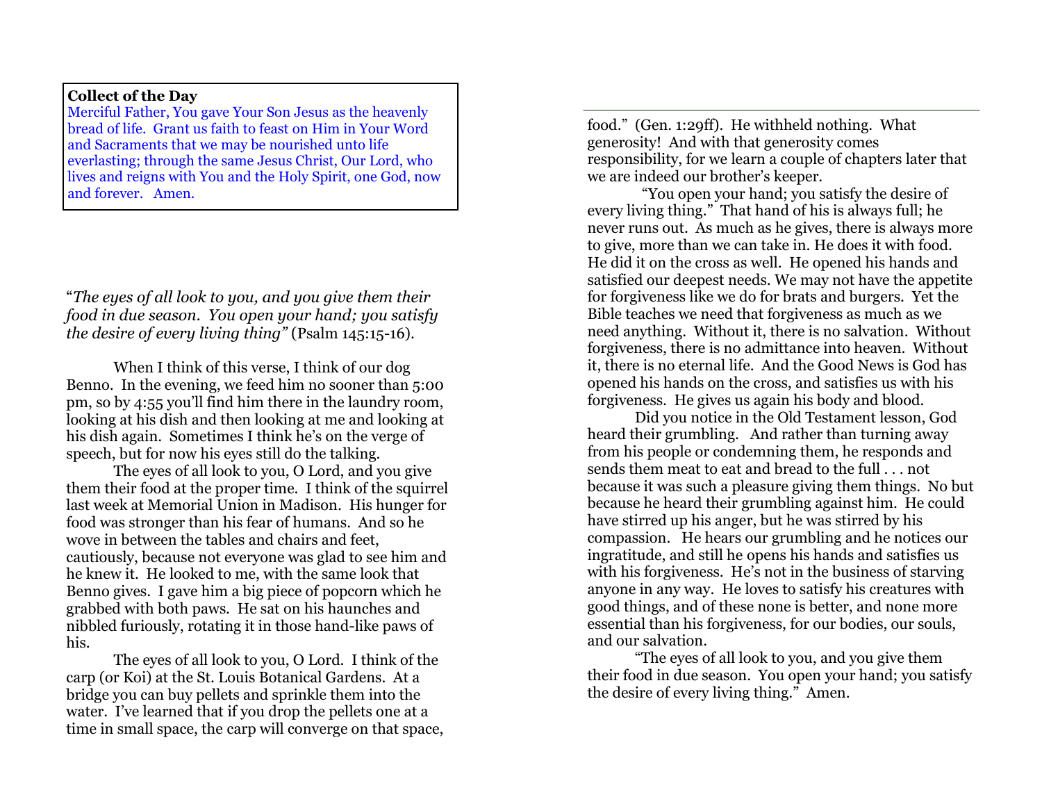**Collect of the Day**

Merciful Father, You gave Your Son Jesus as the heavenly bread of life. Grant us faith to feast on Him in Your Word and Sacraments that we may be nourished unto life everlasting; through the same Jesus Christ, Our Lord, who lives and reigns with You and the Holy Spirit, one God, now and forever. Amen.

"*The eyes of all look to you, and you give them their food in due season. You open your hand; you satisfy the desire of every living thing"* (Psalm 145:15-16).

When I think of this verse, I think of our dog Benno. In the evening, we feed him no sooner than 5:00 pm, so by 4:55 you'll find him there in the laundry room, looking at his dish and then looking at me and looking at his dish again. Sometimes I think he's on the verge of speech, but for now his eyes still do the talking.

The eyes of all look to you, O Lord, and you give them their food at the proper time. I think of the squirrel last week at Memorial Union in Madison. His hunger for food was stronger than his fear of humans. And so he wove in between the tables and chairs and feet, cautiously, because not everyone was glad to see him and he knew it. He looked to me, with the same look that Benno gives. I gave him a big piece of popcorn which he grabbed with both paws. He sat on his haunches and nibbled furiously, rotating it in those hand-like paws of his.

The eyes of all look to you, O Lord. I think of the carp (or Koi) at the St. Louis Botanical Gardens. At a bridge you can buy pellets and sprinkle them into the water. I've learned that if you drop the pellets one at a time in small space, the carp will converge on that space, food." (Gen. 1:29ff). He withheld nothing. What generosity! And with that generosity comes responsibility, for we learn a couple of chapters later that we are indeed our brother's keeper.

"You open your hand; you satisfy the desire of every living thing." That hand of his is always full; he never runs out. As much as he gives, there is always more to give, more than we can take in. He does it with food. He did it on the cross as well. He opened his hands and satisfied our deepest needs. We may not have the appetite for forgiveness like we do for brats and burgers. Yet the Bible teaches we need that forgiveness as much as we need anything. Without it, there is no salvation. Without forgiveness, there is no admittance into heaven. Without it, there is no eternal life. And the Good News is God has opened his hands on the cross, and satisfies us with his forgiveness. He gives us again his body and blood.

Did you notice in the Old Testament lesson, God heard their grumbling. And rather than turning away from his people or condemning them, he responds and sends them meat to eat and bread to the full . . . not because it was such a pleasure giving them things. No but because he heard their grumbling against him. He could have stirred up his anger, but he was stirred by his compassion. He hears our grumbling and he notices our ingratitude, and still he opens his hands and satisfies us with his forgiveness. He's not in the business of starving anyone in any way. He loves to satisfy his creatures with good things, and of these none is better, and none more essential than his forgiveness, for our bodies, our souls, and our salvation.

"The eyes of all look to you, and you give them their food in due season. You open your hand; you satisfy the desire of every living thing." Amen.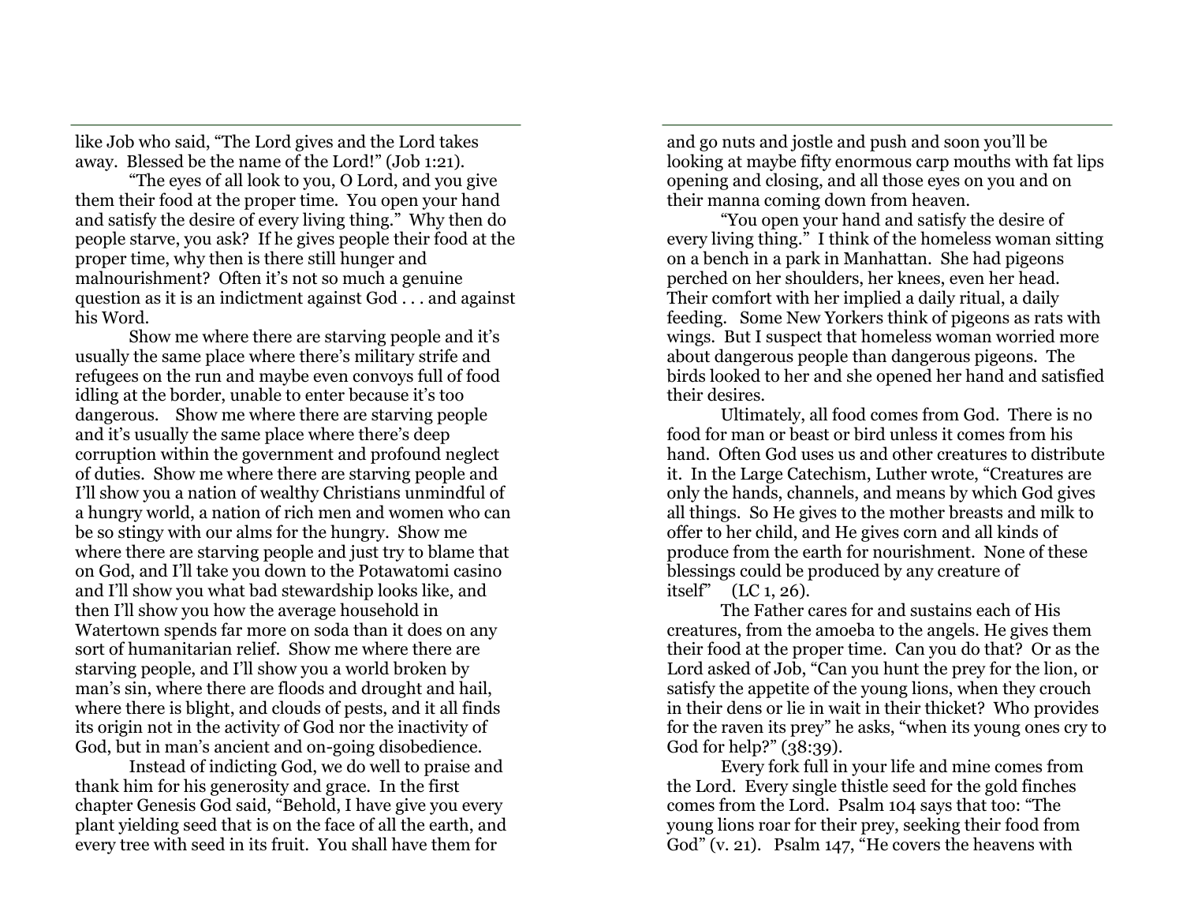like Job who said, "The Lord gives and the Lord takes away. Blessed be the name of the Lord!" (Job 1:21).

"The eyes of all look to you, O Lord, and you give them their food at the proper time. You open your hand and satisfy the desire of every living thing." Why then do people starve, you ask? If he gives people their food at the proper time, why then is there still hunger and malnourishment? Often it's not so much a genuine question as it is an indictment against God . . . and against his Word.

Show me where there are starving people and it's usually the same place where there's military strife and refugees on the run and maybe even convoys full of food idling at the border, unable to enter because it's too dangerous. Show me where there are starving people and it's usually the same place where there's deep corruption within the government and profound neglect of duties. Show me where there are starving people and I'll show you a nation of wealthy Christians unmindful of a hungry world, a nation of rich men and women who can be so stingy with our alms for the hungry. Show me where there are starving people and just try to blame that on God, and I'll take you down to the Potawatomi casino and I'll show you what bad stewardship looks like, and then I'll show you how the average household in Watertown spends far more on soda than it does on any sort of humanitarian relief. Show me where there are starving people, and I'll show you a world broken by man's sin, where there are floods and drought and hail, where there is blight, and clouds of pests, and it all finds its origin not in the activity of God nor the inactivity of God, but in man's ancient and on-going disobedience.

Instead of indicting God, we do well to praise and thank him for his generosity and grace. In the first chapter Genesis God said, "Behold, I have give you every plant yielding seed that is on the face of all the earth, and every tree with seed in its fruit. You shall have them for and go nuts and jostle and push and soon you'll be looking at maybe fifty enormous carp mouths with fat lips opening and closing, and all those eyes on you and on their manna coming down from heaven.

"You open your hand and satisfy the desire of every living thing." I think of the homeless woman sitting on a bench in a park in Manhattan. She had pigeons perched on her shoulders, her knees, even her head. Their comfort with her implied a daily ritual, a daily feeding. Some New Yorkers think of pigeons as rats with wings. But I suspect that homeless woman worried more about dangerous people than dangerous pigeons. The birds looked to her and she opened her hand and satisfied their desires.

Ultimately, all food comes from God. There is no food for man or beast or bird unless it comes from his hand. Often God uses us and other creatures to distribute it. In the Large Catechism, Luther wrote, "Creatures are only the hands, channels, and means by which God gives all things. So He gives to the mother breasts and milk to offer to her child, and He gives corn and all kinds of produce from the earth for nourishment. None of these blessings could be produced by any creature of itself" (LC 1, 26).

The Father cares for and sustains each of His creatures, from the amoeba to the angels. He gives them their food at the proper time. Can you do that? Or as the Lord asked of Job, "Can you hunt the prey for the lion, or satisfy the appetite of the young lions, when they crouch in their dens or lie in wait in their thicket? Who provides for the raven its prey" he asks, "when its young ones cry to God for help?" (38:39).

Every fork full in your life and mine comes from the Lord. Every single thistle seed for the gold finches comes from the Lord. Psalm 104 says that too: "The young lions roar for their prey, seeking their food from God" (v. 21). Psalm 147, "He covers the heavens with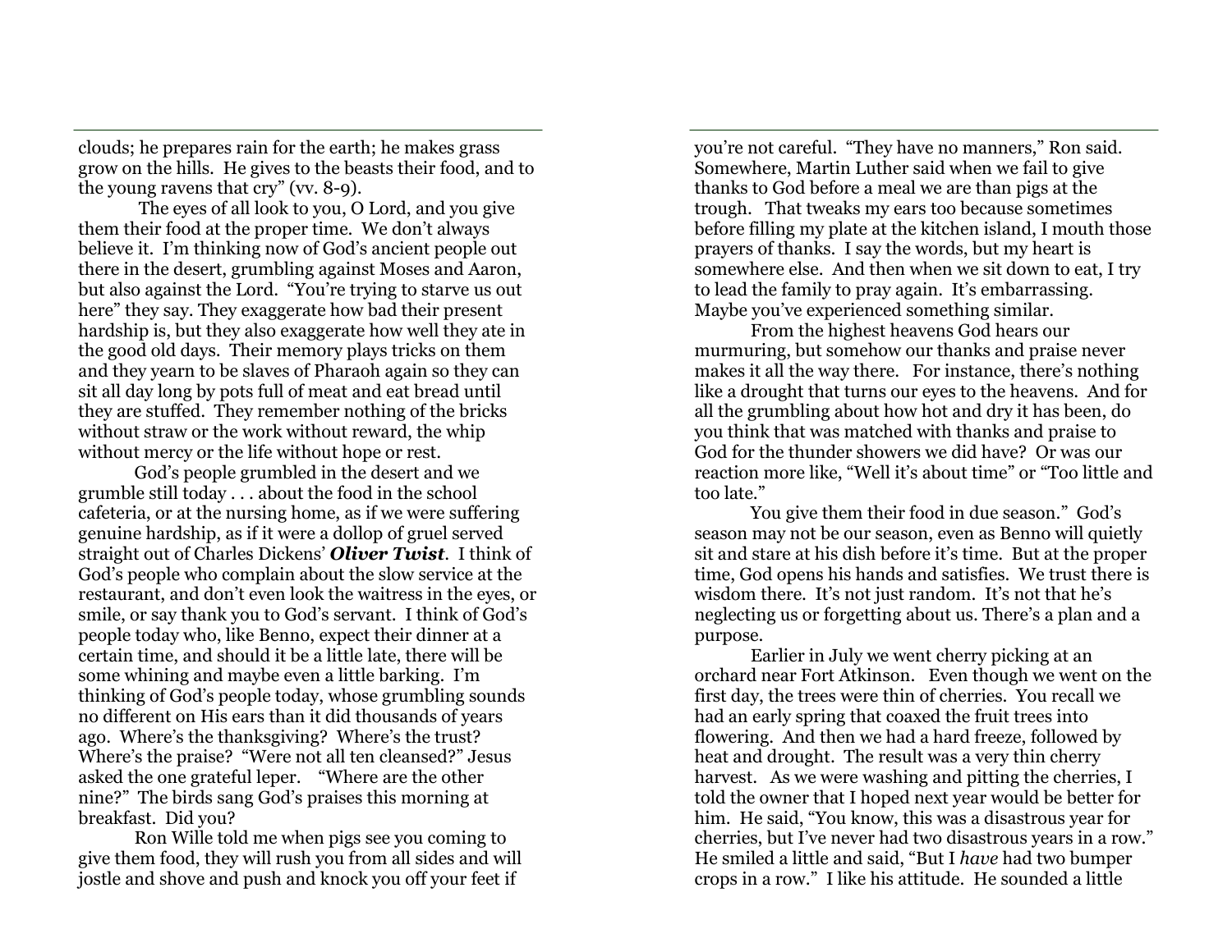clouds; he prepares rain for the earth; he makes grass grow on the hills. He gives to the beasts their food, and to the young ravens that cry" (vv. 8-9).

The eyes of all look to you, O Lord, and you give them their food at the proper time. We don't always believe it. I'm thinking now of God's ancient people out there in the desert, grumbling against Moses and Aaron, but also against the Lord. "You're trying to starve us out here" they say. They exaggerate how bad their present hardship is, but they also exaggerate how well they ate in the good old days. Their memory plays tricks on them and they yearn to be slaves of Pharaoh again so they can sit all day long by pots full of meat and eat bread until they are stuffed. They remember nothing of the bricks without straw or the work without reward, the whip without mercy or the life without hope or rest.

God's people grumbled in the desert and we grumble still today . . . about the food in the school cafeteria, or at the nursing home, as if we were suffering genuine hardship, as if it were a dollop of gruel served straight out of Charles Dickens' ***Oliver Twist***. I think of God's people who complain about the slow service at the restaurant, and don't even look the waitress in the eyes, or smile, or say thank you to God's servant. I think of God's people today who, like Benno, expect their dinner at a certain time, and should it be a little late, there will be some whining and maybe even a little barking. I'm thinking of God's people today, whose grumbling sounds no different on His ears than it did thousands of years ago. Where's the thanksgiving? Where's the trust? Where's the praise? "Were not all ten cleansed?" Jesus asked the one grateful leper. "Where are the other nine?" The birds sang God's praises this morning at breakfast. Did you?

Ron Wille told me when pigs see you coming to give them food, they will rush you from all sides and will jostle and shove and push and knock you off your feet if you're not careful. "They have no manners," Ron said. Somewhere, Martin Luther said when we fail to give thanks to God before a meal we are than pigs at the trough. That tweaks my ears too because sometimes before filling my plate at the kitchen island, I mouth those prayers of thanks. I say the words, but my heart is somewhere else. And then when we sit down to eat, I try to lead the family to pray again. It's embarrassing. Maybe you've experienced something similar.

From the highest heavens God hears our murmuring, but somehow our thanks and praise never makes it all the way there. For instance, there's nothing like a drought that turns our eyes to the heavens. And for all the grumbling about how hot and dry it has been, do you think that was matched with thanks and praise to God for the thunder showers we did have? Or was our reaction more like, "Well it's about time" or "Too little and too late."

You give them their food in due season." God's season may not be our season, even as Benno will quietly sit and stare at his dish before it's time. But at the proper time, God opens his hands and satisfies. We trust there is wisdom there. It's not just random. It's not that he's neglecting us or forgetting about us. There's a plan and a purpose.

Earlier in July we went cherry picking at an orchard near Fort Atkinson. Even though we went on the first day, the trees were thin of cherries. You recall we had an early spring that coaxed the fruit trees into flowering. And then we had a hard freeze, followed by heat and drought. The result was a very thin cherry harvest. As we were washing and pitting the cherries, I told the owner that I hoped next year would be better for him. He said, "You know, this was a disastrous year for cherries, but I've never had two disastrous years in a row." He smiled a little and said, "But I *have* had two bumper crops in a row." I like his attitude. He sounded a little